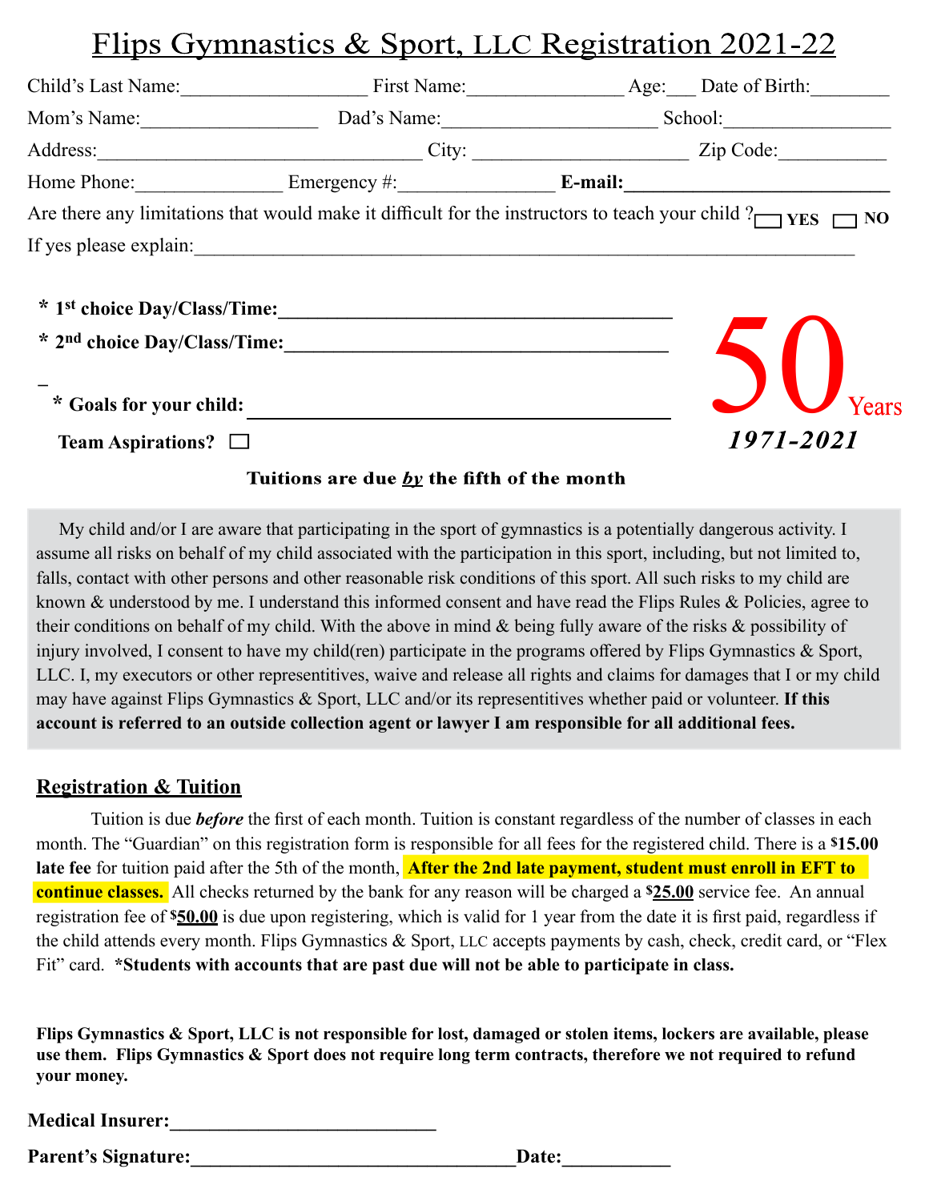# Flips Gymnastics & Sport, LLC Registration 2021-22

Child's Last Name:___________________ First Name:________________ Age:___ Date of Birth:________

Mom's Name:__________________ Dad's Name:______________________ School:_________________

Address:_________________________________ City: ______________________ Zip Code:___________

Home Phone:_______________ Emergency #:________________ **E-mail:**___________________________

Are there any limitations that would make it difficult for the instructors to teach your child ? ☐ **YES** ☐ **NO**

If yes please explain:_____________________________________________________________________

**\* 1st choice Day/Class/Time:**________________________________________

**\* 2nd choice Day/Class/Time:**________________________________________

**\* Goals for your child:** ________________________________________

**Team Aspirations?** ☐

50 Years

*1971-2021*

**Tuitions are due *by* the fifth of the month**

My child and/or I are aware that participating in the sport of gymnastics is a potentially dangerous activity. I assume all risks on behalf of my child associated with the participation in this sport, including, but not limited to, falls, contact with other persons and other reasonable risk conditions of this sport. All such risks to my child are known & understood by me. I understand this informed consent and have read the Flips Rules & Policies, agree to their conditions on behalf of my child. With the above in mind & being fully aware of the risks & possibility of injury involved, I consent to have my child(ren) participate in the programs offered by Flips Gymnastics & Sport, LLC. I, my executors or other representitives, waive and release all rights and claims for damages that I or my child may have against Flips Gymnastics & Sport, LLC and/or its representitives whether paid or volunteer. **If this account is referred to an outside collection agent or lawyer I am responsible for all additional fees.**

## Registration & Tuition

Tuition is due ***before*** the first of each month. Tuition is constant regardless of the number of classes in each month. The "Guardian" on this registration form is responsible for all fees for the registered child. There is a **$15.00 late fee** for tuition paid after the 5th of the month, **After the 2nd late payment, student must enroll in EFT to continue classes.** All checks returned by the bank for any reason will be charged a **$25.00** service fee. An annual registration fee of **$50.00** is due upon registering, which is valid for 1 year from the date it is first paid, regardless if the child attends every month. Flips Gymnastics & Sport, LLC accepts payments by cash, check, credit card, or "Flex Fit" card. **\*Students with accounts that are past due will not be able to participate in class.**

**Flips Gymnastics & Sport, LLC is not responsible for lost, damaged or stolen items, lockers are available, please use them. Flips Gymnastics & Sport does not require long term contracts, therefore we not required to refund your money.**

**Medical Insurer:**___________________________

**Parent's Signature:**________________________________**Date:**___________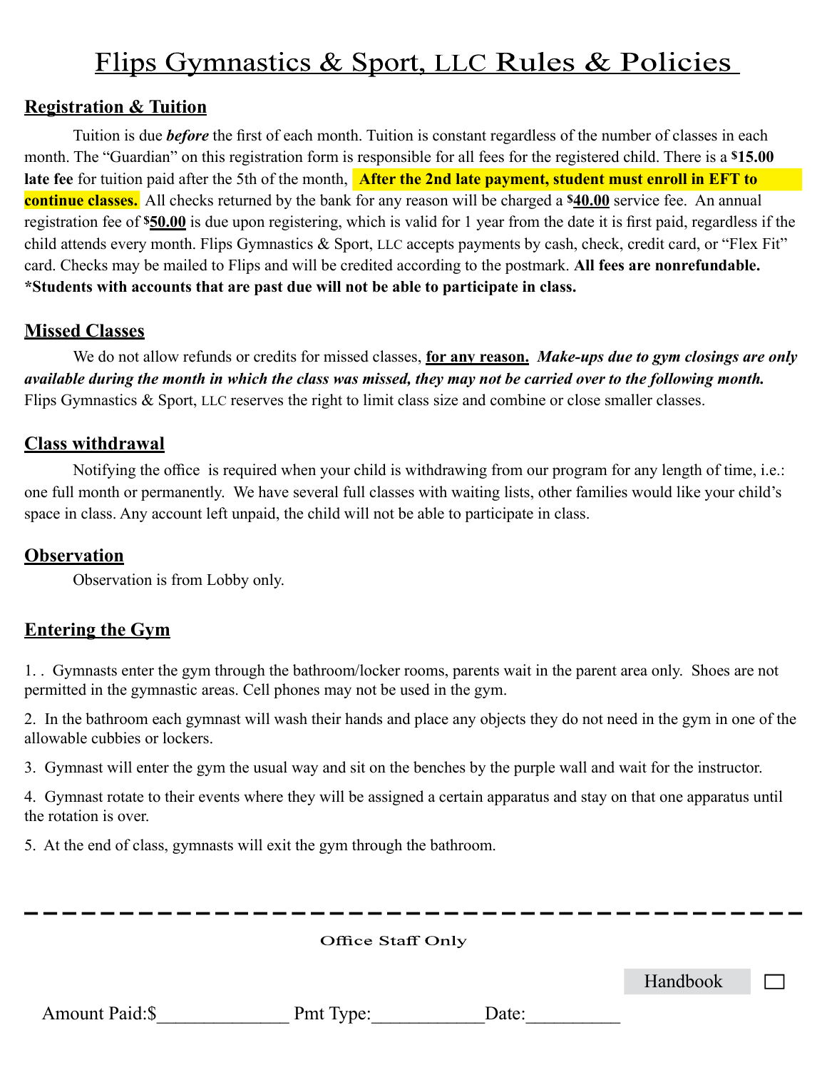# Flips Gymnastics & Sport, LLC Rules & Policies

## Registration & Tuition

Tuition is due ***before*** the first of each month. Tuition is constant regardless of the number of classes in each month. The "Guardian" on this registration form is responsible for all fees for the registered child. There is a **$15.00 late fee** for tuition paid after the 5th of the month, **After the 2nd late payment, student must enroll in EFT to continue classes.** All checks returned by the bank for any reason will be charged a **$40.00** service fee. An annual registration fee of **$50.00** is due upon registering, which is valid for 1 year from the date it is first paid, regardless if the child attends every month. Flips Gymnastics & Sport, LLC accepts payments by cash, check, credit card, or "Flex Fit" card. Checks may be mailed to Flips and will be credited according to the postmark. **All fees are nonrefundable.**
**\*Students with accounts that are past due will not be able to participate in class.**

## Missed Classes

We do not allow refunds or credits for missed classes, **for any reason.** ***Make-ups due to gym closings are only available during the month in which the class was missed, they may not be carried over to the following month.*** Flips Gymnastics & Sport, LLC reserves the right to limit class size and combine or close smaller classes.

## Class withdrawal

Notifying the office is required when your child is withdrawing from our program for any length of time, i.e.: one full month or permanently. We have several full classes with waiting lists, other families would like your child's space in class. Any account left unpaid, the child will not be able to participate in class.

## Observation

Observation is from Lobby only.

## Entering the Gym

1. . Gymnasts enter the gym through the bathroom/locker rooms, parents wait in the parent area only. Shoes are not permitted in the gymnastic areas. Cell phones may not be used in the gym.

2. In the bathroom each gymnast will wash their hands and place any objects they do not need in the gym in one of the allowable cubbies or lockers.

3. Gymnast will enter the gym the usual way and sit on the benches by the purple wall and wait for the instructor.

4. Gymnast rotate to their events where they will be assigned a certain apparatus and stay on that one apparatus until the rotation is over.

5. At the end of class, gymnasts will exit the gym through the bathroom.

---

Office Staff Only

Handbook ☐

Amount Paid:$______________ Pmt Type:____________Date:__________